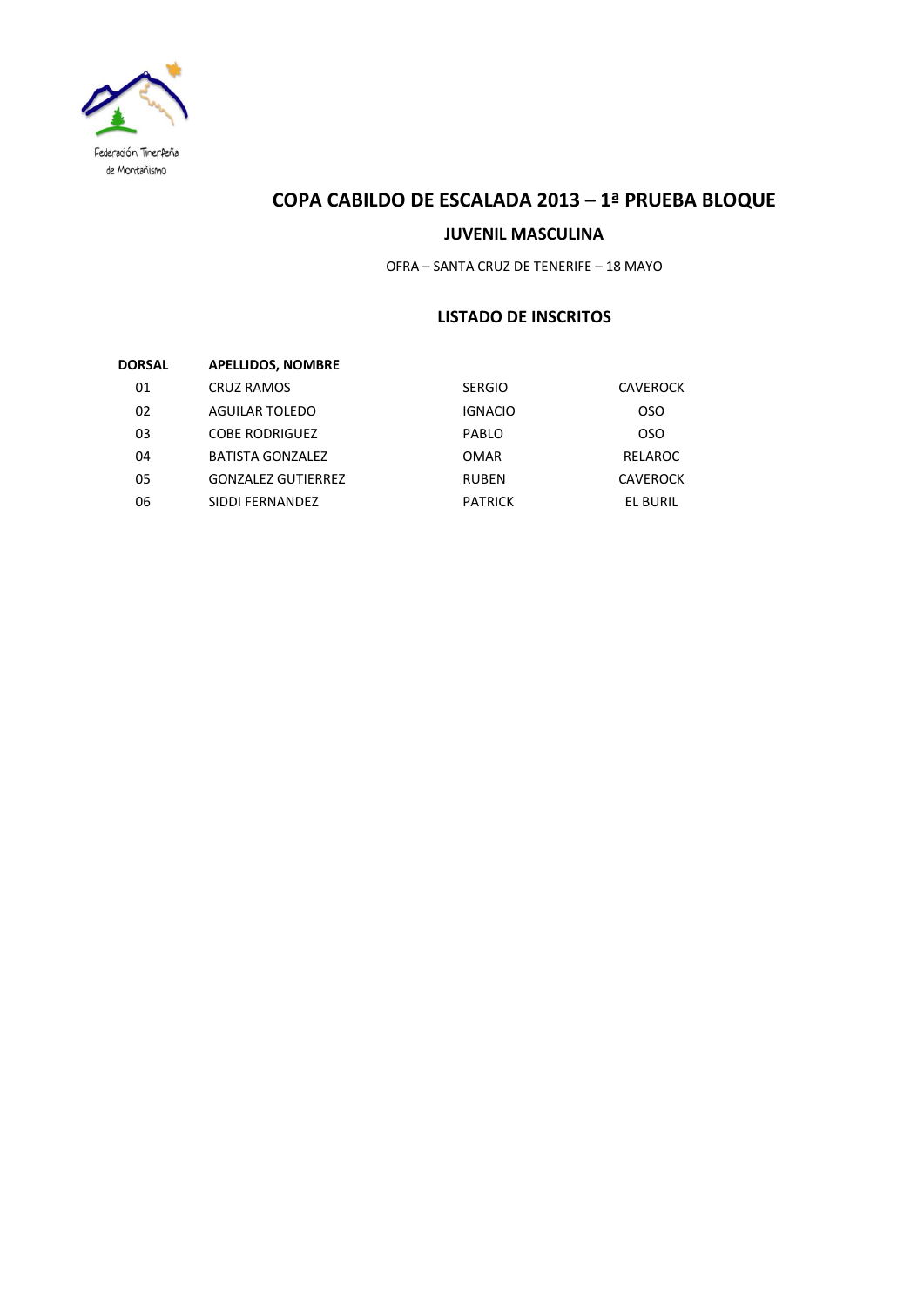Federación Tinerfeña de Montañismo

# COPA CABILDO DE ESCALADA 2013 – 1ª PRUEBA BLOQUE

## JUVENIL MASCULINA

OFRA – SANTA CRUZ DE TENERIFE – 18 MAYO

### LISTADO DE INSCRITOS

| DORSAL | APELLIDOS, NOMBRE | | |
|---|---|---|---|
| 01 | CRUZ RAMOS | SERGIO | CAVEROCK |
| 02 | AGUILAR TOLEDO | IGNACIO | OSO |
| 03 | COBE RODRIGUEZ | PABLO | OSO |
| 04 | BATISTA GONZALEZ | OMAR | RELAROC |
| 05 | GONZALEZ GUTIERREZ | RUBEN | CAVEROCK |
| 06 | SIDDI FERNANDEZ | PATRICK | EL BURIL |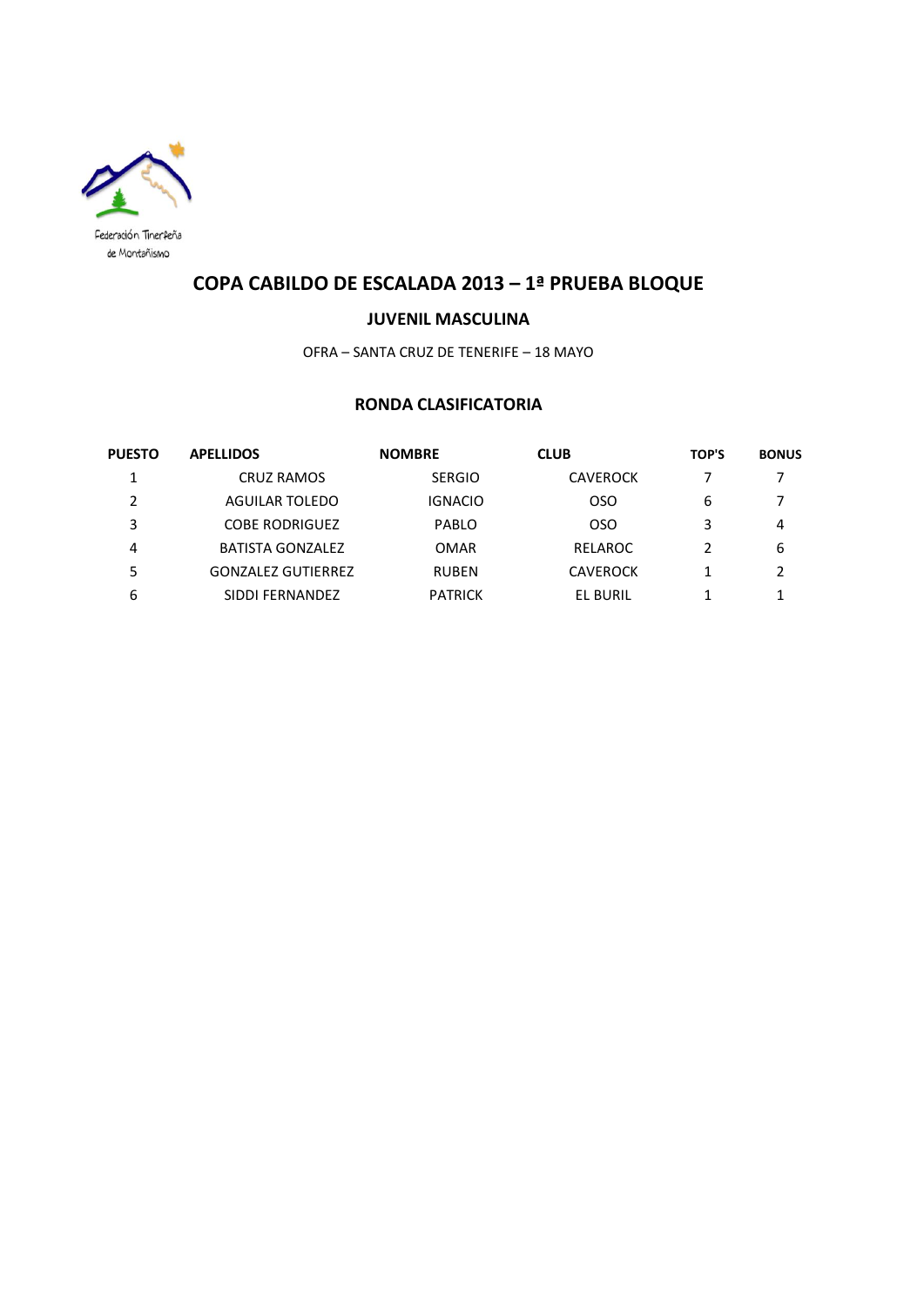Federación Tinerfeña de Montañismo

# COPA CABILDO DE ESCALADA 2013 – 1ª PRUEBA BLOQUE

## JUVENIL MASCULINA

OFRA – SANTA CRUZ DE TENERIFE – 18 MAYO

### RONDA CLASIFICATORIA

| PUESTO | APELLIDOS | NOMBRE | CLUB | TOP'S | BONUS |
|---|---|---|---|---|---|
| 1 | CRUZ RAMOS | SERGIO | CAVEROCK | 7 | 7 |
| 2 | AGUILAR TOLEDO | IGNACIO | OSO | 6 | 7 |
| 3 | COBE RODRIGUEZ | PABLO | OSO | 3 | 4 |
| 4 | BATISTA GONZALEZ | OMAR | RELAROC | 2 | 6 |
| 5 | GONZALEZ GUTIERREZ | RUBEN | CAVEROCK | 1 | 2 |
| 6 | SIDDI FERNANDEZ | PATRICK | EL BURIL | 1 | 1 |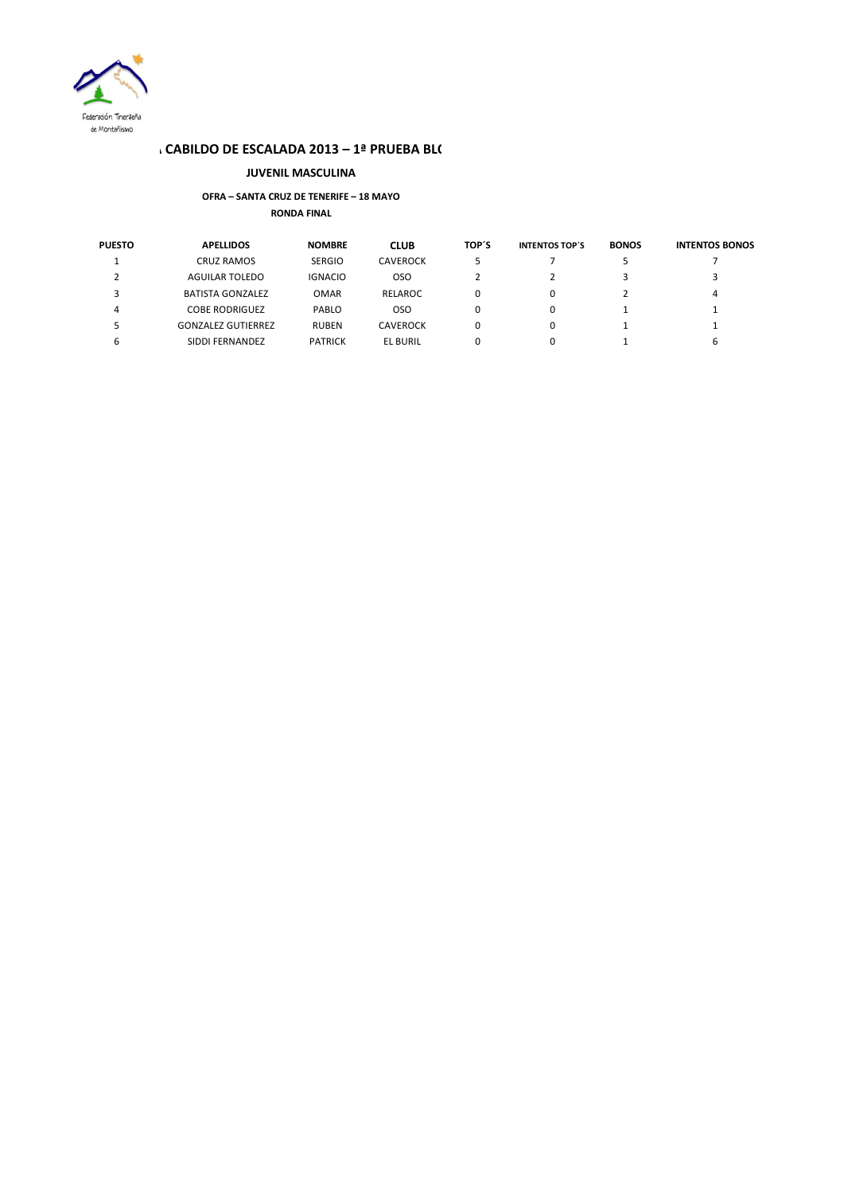Federación Tinerfeña de Montañismo

## CABILDO DE ESCALADA 2013 – 1ª PRUEBA BL(

### JUVENIL MASCULINA

**OFRA – SANTA CRUZ DE TENERIFE – 18 MAYO**

**RONDA FINAL**

| PUESTO | APELLIDOS | NOMBRE | CLUB | TOP´S | INTENTOS TOP´S | BONOS | INTENTOS BONOS |
|---|---|---|---|---|---|---|---|
| 1 | CRUZ RAMOS | SERGIO | CAVEROCK | 5 | 7 | 5 | 7 |
| 2 | AGUILAR TOLEDO | IGNACIO | OSO | 2 | 2 | 3 | 3 |
| 3 | BATISTA GONZALEZ | OMAR | RELAROC | 0 | 0 | 2 | 4 |
| 4 | COBE RODRIGUEZ | PABLO | OSO | 0 | 0 | 1 | 1 |
| 5 | GONZALEZ GUTIERREZ | RUBEN | CAVEROCK | 0 | 0 | 1 | 1 |
| 6 | SIDDI FERNANDEZ | PATRICK | EL BURIL | 0 | 0 | 1 | 6 |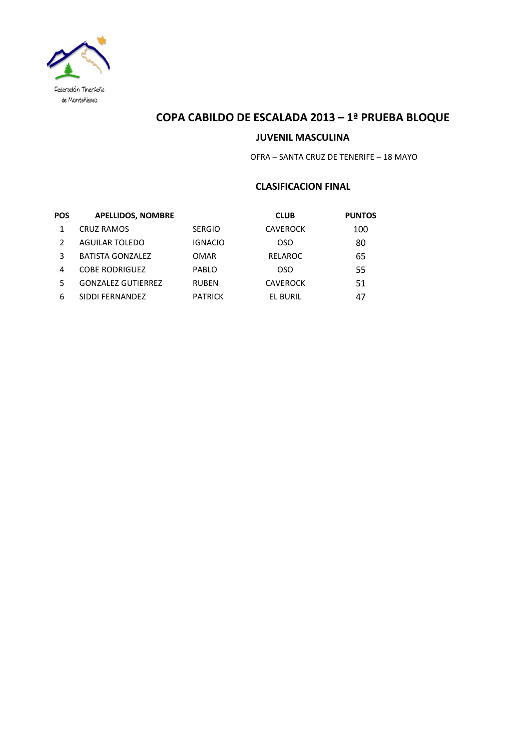Federación Tinerfeña de Montañismo

# COPA CABILDO DE ESCALADA 2013 – 1ª PRUEBA BLOQUE

## JUVENIL MASCULINA

OFRA – SANTA CRUZ DE TENERIFE – 18 MAYO

### CLASIFICACION FINAL

| POS | APELLIDOS, NOMBRE | | CLUB | PUNTOS |
|---|---|---|---|---|
| 1 | CRUZ RAMOS | SERGIO | CAVEROCK | 100 |
| 2 | AGUILAR TOLEDO | IGNACIO | OSO | 80 |
| 3 | BATISTA GONZALEZ | OMAR | RELAROC | 65 |
| 4 | COBE RODRIGUEZ | PABLO | OSO | 55 |
| 5 | GONZALEZ GUTIERREZ | RUBEN | CAVEROCK | 51 |
| 6 | SIDDI FERNANDEZ | PATRICK | EL BURIL | 47 |